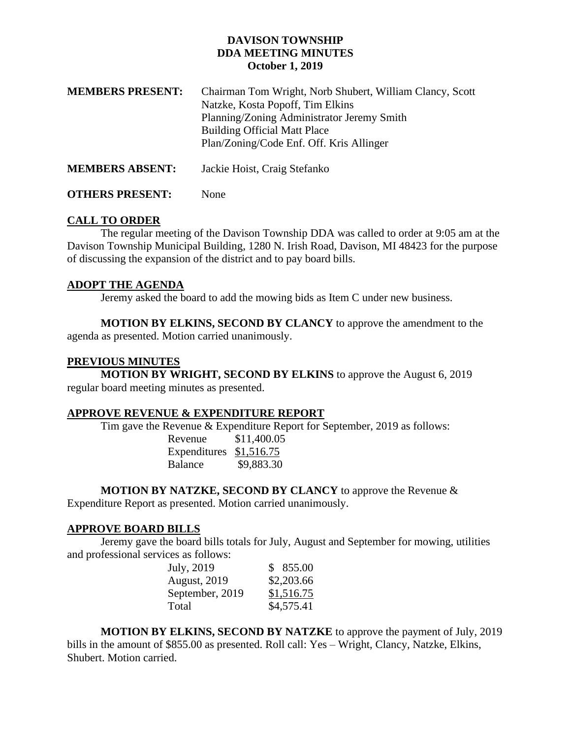# DAVISON TOWNSHIP
## DDA MEETING MINUTES
### October 1, 2019

**MEMBERS PRESENT:** Chairman Tom Wright, Norb Shubert, William Clancy, Scott Natzke, Kosta Popoff, Tim Elkins
Planning/Zoning Administrator Jeremy Smith
Building Official Matt Place
Plan/Zoning/Code Enf. Off. Kris Allinger

**MEMBERS ABSENT:** Jackie Hoist, Craig Stefanko

**OTHERS PRESENT:** None

**CALL TO ORDER**

The regular meeting of the Davison Township DDA was called to order at 9:05 am at the Davison Township Municipal Building, 1280 N. Irish Road, Davison, MI 48423 for the purpose of discussing the expansion of the district and to pay board bills.

**ADOPT THE AGENDA**

Jeremy asked the board to add the mowing bids as Item C under new business.

**MOTION BY ELKINS, SECOND BY CLANCY** to approve the amendment to the agenda as presented. Motion carried unanimously.

**PREVIOUS MINUTES**

**MOTION BY WRIGHT, SECOND BY ELKINS** to approve the August 6, 2019 regular board meeting minutes as presented.

**APPROVE REVENUE & EXPENDITURE REPORT**

Tim gave the Revenue & Expenditure Report for September, 2019 as follows:

| | |
|---|---|
| Revenue | $11,400.05 |
| Expenditures | $1,516.75 |
| Balance | $9,883.30 |

**MOTION BY NATZKE, SECOND BY CLANCY** to approve the Revenue & Expenditure Report as presented. Motion carried unanimously.

**APPROVE BOARD BILLS**

Jeremy gave the board bills totals for July, August and September for mowing, utilities and professional services as follows:

| | |
|---|---|
| July, 2019 | $ 855.00 |
| August, 2019 | $2,203.66 |
| September, 2019 | $1,516.75 |
| Total | $4,575.41 |

**MOTION BY ELKINS, SECOND BY NATZKE** to approve the payment of July, 2019 bills in the amount of $855.00 as presented. Roll call: Yes – Wright, Clancy, Natzke, Elkins, Shubert. Motion carried.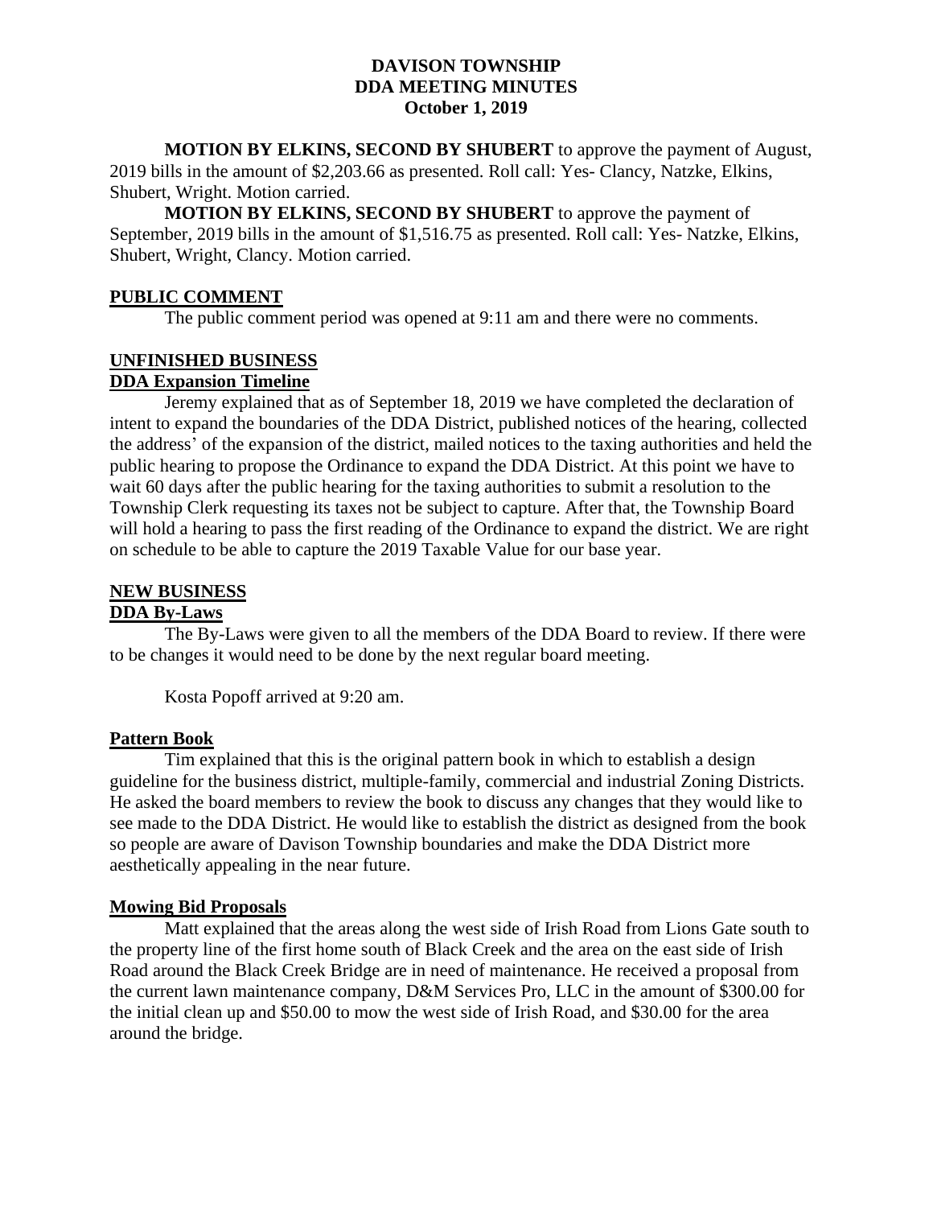# DAVISON TOWNSHIP
## DDA MEETING MINUTES
### October 1, 2019

**MOTION BY ELKINS, SECOND BY SHUBERT** to approve the payment of August, 2019 bills in the amount of $2,203.66 as presented. Roll call: Yes- Clancy, Natzke, Elkins, Shubert, Wright. Motion carried.

**MOTION BY ELKINS, SECOND BY SHUBERT** to approve the payment of September, 2019 bills in the amount of $1,516.75 as presented. Roll call: Yes- Natzke, Elkins, Shubert, Wright, Clancy. Motion carried.

**PUBLIC COMMENT**

The public comment period was opened at 9:11 am and there were no comments.

**UNFINISHED BUSINESS**

**DDA Expansion Timeline**

Jeremy explained that as of September 18, 2019 we have completed the declaration of intent to expand the boundaries of the DDA District, published notices of the hearing, collected the address' of the expansion of the district, mailed notices to the taxing authorities and held the public hearing to propose the Ordinance to expand the DDA District. At this point we have to wait 60 days after the public hearing for the taxing authorities to submit a resolution to the Township Clerk requesting its taxes not be subject to capture. After that, the Township Board will hold a hearing to pass the first reading of the Ordinance to expand the district. We are right on schedule to be able to capture the 2019 Taxable Value for our base year.

**NEW BUSINESS**

**DDA By-Laws**

The By-Laws were given to all the members of the DDA Board to review. If there were to be changes it would need to be done by the next regular board meeting.

Kosta Popoff arrived at 9:20 am.

**Pattern Book**

Tim explained that this is the original pattern book in which to establish a design guideline for the business district, multiple-family, commercial and industrial Zoning Districts. He asked the board members to review the book to discuss any changes that they would like to see made to the DDA District. He would like to establish the district as designed from the book so people are aware of Davison Township boundaries and make the DDA District more aesthetically appealing in the near future.

**Mowing Bid Proposals**

Matt explained that the areas along the west side of Irish Road from Lions Gate south to the property line of the first home south of Black Creek and the area on the east side of Irish Road around the Black Creek Bridge are in need of maintenance. He received a proposal from the current lawn maintenance company, D&M Services Pro, LLC in the amount of $300.00 for the initial clean up and $50.00 to mow the west side of Irish Road, and $30.00 for the area around the bridge.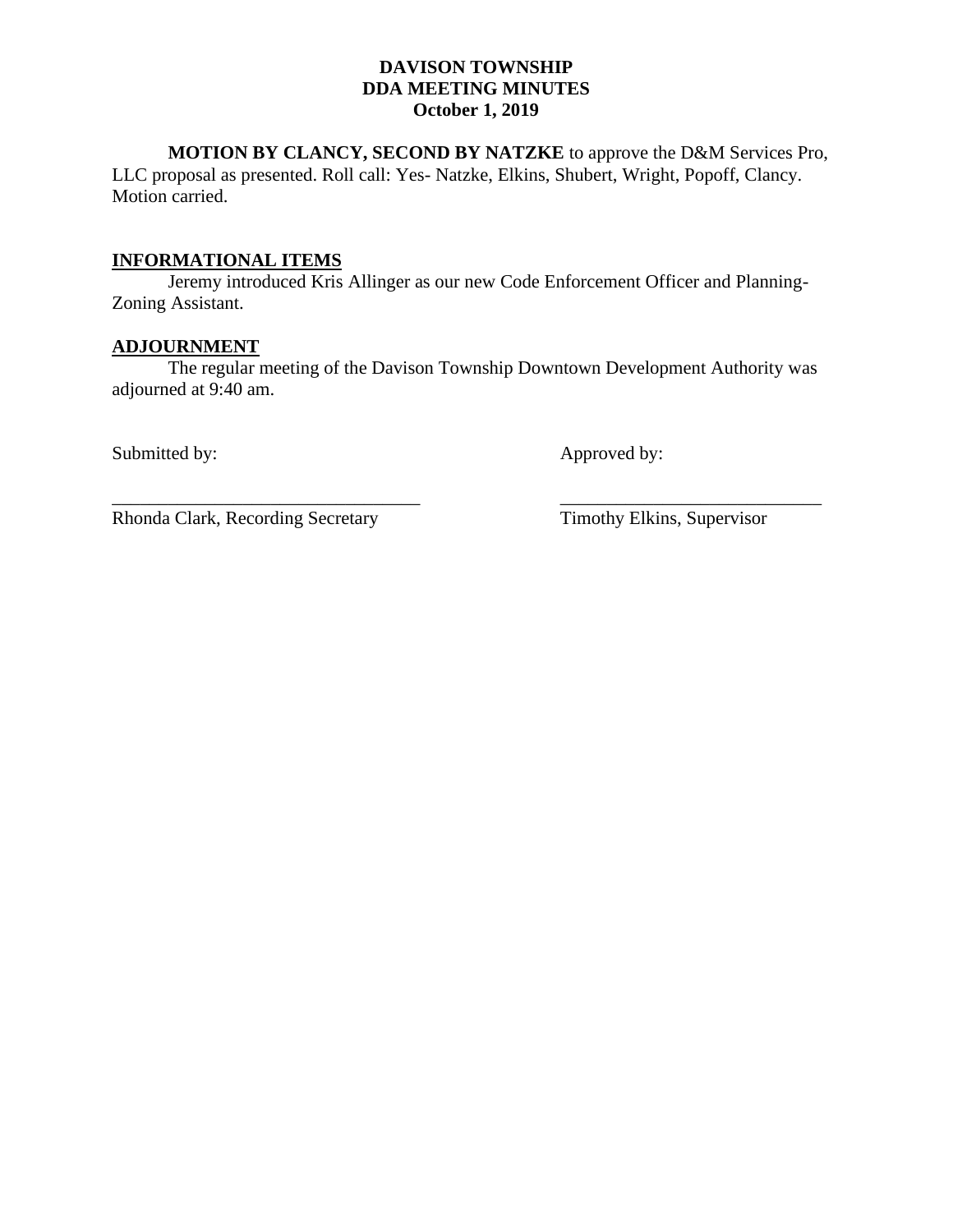**DAVISON TOWNSHIP**
**DDA MEETING MINUTES**
**October 1, 2019**

**MOTION BY CLANCY, SECOND BY NATZKE** to approve the D&M Services Pro, LLC proposal as presented. Roll call: Yes- Natzke, Elkins, Shubert, Wright, Popoff, Clancy. Motion carried.

## INFORMATIONAL ITEMS

Jeremy introduced Kris Allinger as our new Code Enforcement Officer and Planning-Zoning Assistant.

## ADJOURNMENT

The regular meeting of the Davison Township Downtown Development Authority was adjourned at 9:40 am.

Submitted by:

_________________________________
Rhonda Clark, Recording Secretary

Approved by:

_____________________________
Timothy Elkins, Supervisor